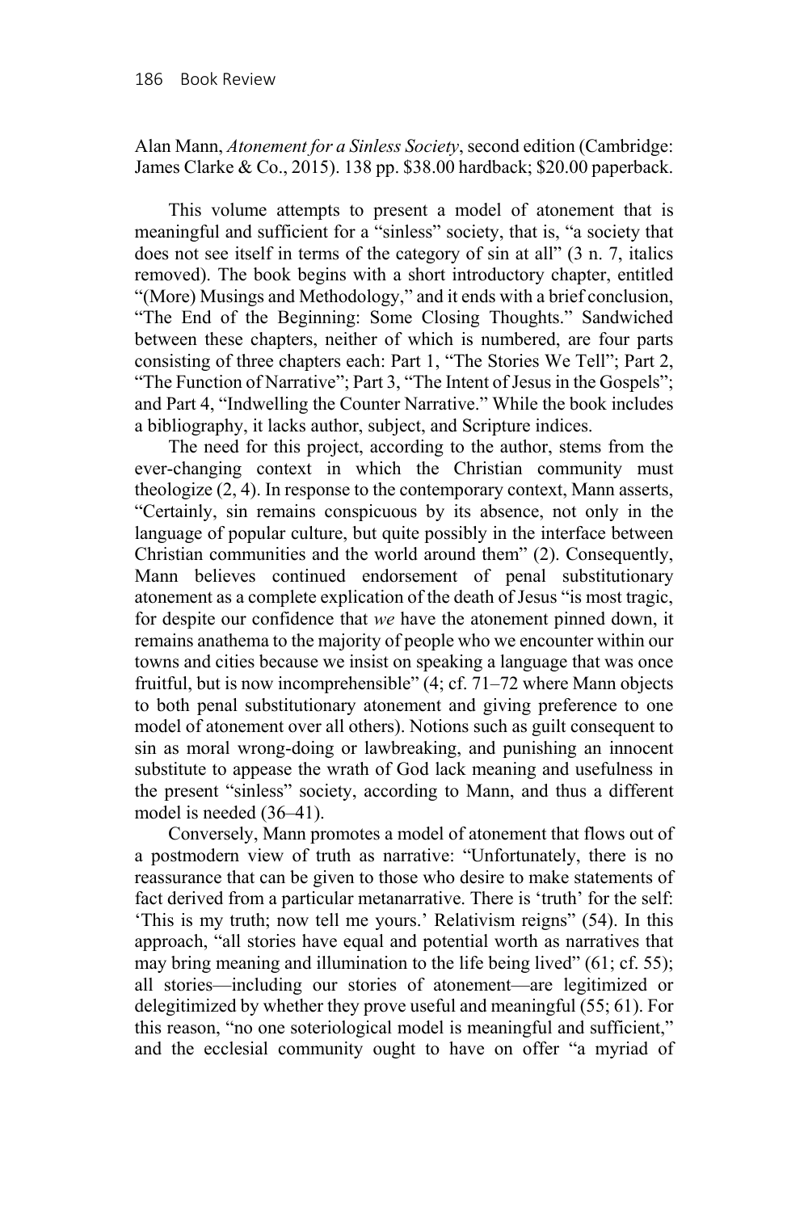Alan Mann, *Atonement for a Sinless Society*, second edition (Cambridge: James Clarke & Co., 2015). 138 pp. $38.00 hardback; $20.00 paperback.

This volume attempts to present a model of atonement that is meaningful and sufficient for a "sinless" society, that is, "a society that does not see itself in terms of the category of sin at all" (3 n. 7, italics removed). The book begins with a short introductory chapter, entitled "(More) Musings and Methodology," and it ends with a brief conclusion, "The End of the Beginning: Some Closing Thoughts." Sandwiched between these chapters, neither of which is numbered, are four parts consisting of three chapters each: Part 1, "The Stories We Tell"; Part 2, "The Function of Narrative"; Part 3, "The Intent of Jesus in the Gospels"; and Part 4, "Indwelling the Counter Narrative." While the book includes a bibliography, it lacks author, subject, and Scripture indices.

The need for this project, according to the author, stems from the ever-changing context in which the Christian community must theologize (2, 4). In response to the contemporary context, Mann asserts, "Certainly, sin remains conspicuous by its absence, not only in the language of popular culture, but quite possibly in the interface between Christian communities and the world around them" (2). Consequently, Mann believes continued endorsement of penal substitutionary atonement as a complete explication of the death of Jesus "is most tragic, for despite our confidence that *we* have the atonement pinned down, it remains anathema to the majority of people who we encounter within our towns and cities because we insist on speaking a language that was once fruitful, but is now incomprehensible" (4; cf. 71–72 where Mann objects to both penal substitutionary atonement and giving preference to one model of atonement over all others). Notions such as guilt consequent to sin as moral wrong-doing or lawbreaking, and punishing an innocent substitute to appease the wrath of God lack meaning and usefulness in the present "sinless" society, according to Mann, and thus a different model is needed (36–41).

Conversely, Mann promotes a model of atonement that flows out of a postmodern view of truth as narrative: "Unfortunately, there is no reassurance that can be given to those who desire to make statements of fact derived from a particular metanarrative. There is 'truth' for the self: 'This is my truth; now tell me yours.' Relativism reigns" (54). In this approach, "all stories have equal and potential worth as narratives that may bring meaning and illumination to the life being lived" (61; cf. 55); all stories—including our stories of atonement—are legitimized or delegitimized by whether they prove useful and meaningful (55; 61). For this reason, "no one soteriological model is meaningful and sufficient," and the ecclesial community ought to have on offer "a myriad of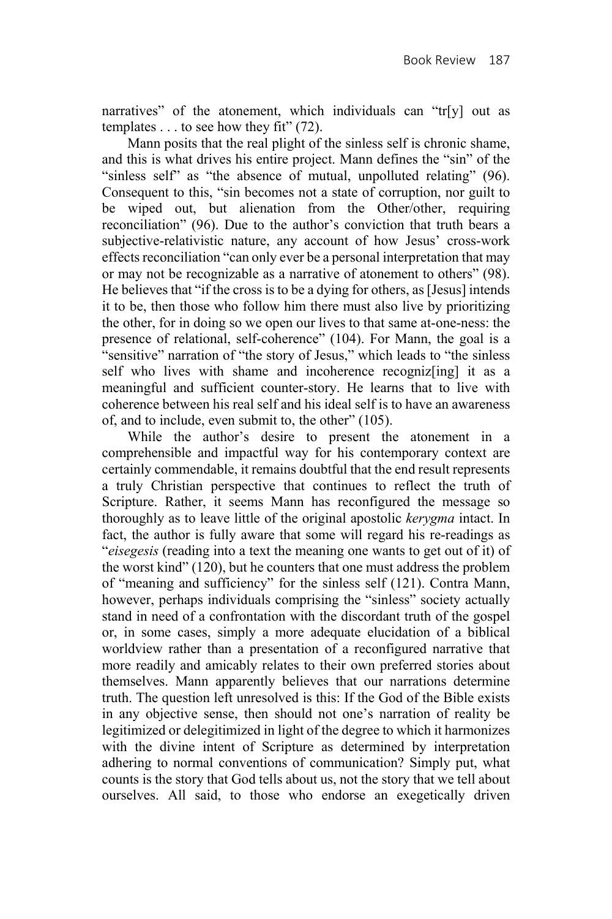narratives" of the atonement, which individuals can "tr[y] out as templates . . . to see how they fit" (72).

Mann posits that the real plight of the sinless self is chronic shame, and this is what drives his entire project. Mann defines the "sin" of the "sinless self" as "the absence of mutual, unpolluted relating" (96). Consequent to this, "sin becomes not a state of corruption, nor guilt to be wiped out, but alienation from the Other/other, requiring reconciliation" (96). Due to the author's conviction that truth bears a subjective-relativistic nature, any account of how Jesus' cross-work effects reconciliation "can only ever be a personal interpretation that may or may not be recognizable as a narrative of atonement to others" (98). He believes that "if the cross is to be a dying for others, as [Jesus] intends it to be, then those who follow him there must also live by prioritizing the other, for in doing so we open our lives to that same at-one-ness: the presence of relational, self-coherence" (104). For Mann, the goal is a "sensitive" narration of "the story of Jesus," which leads to "the sinless self who lives with shame and incoherence recogniz[ing] it as a meaningful and sufficient counter-story. He learns that to live with coherence between his real self and his ideal self is to have an awareness of, and to include, even submit to, the other" (105).

While the author's desire to present the atonement in a comprehensible and impactful way for his contemporary context are certainly commendable, it remains doubtful that the end result represents a truly Christian perspective that continues to reflect the truth of Scripture. Rather, it seems Mann has reconfigured the message so thoroughly as to leave little of the original apostolic *kerygma* intact. In fact, the author is fully aware that some will regard his re-readings as "*eisegesis* (reading into a text the meaning one wants to get out of it) of the worst kind" (120), but he counters that one must address the problem of "meaning and sufficiency" for the sinless self (121). Contra Mann, however, perhaps individuals comprising the "sinless" society actually stand in need of a confrontation with the discordant truth of the gospel or, in some cases, simply a more adequate elucidation of a biblical worldview rather than a presentation of a reconfigured narrative that more readily and amicably relates to their own preferred stories about themselves. Mann apparently believes that our narrations determine truth. The question left unresolved is this: If the God of the Bible exists in any objective sense, then should not one's narration of reality be legitimized or delegitimized in light of the degree to which it harmonizes with the divine intent of Scripture as determined by interpretation adhering to normal conventions of communication? Simply put, what counts is the story that God tells about us, not the story that we tell about ourselves. All said, to those who endorse an exegetically driven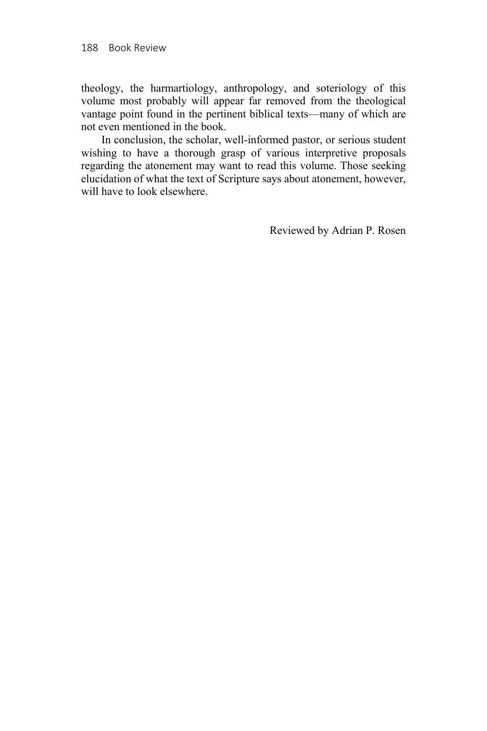theology, the harmartiology, anthropology, and soteriology of this volume most probably will appear far removed from the theological vantage point found in the pertinent biblical texts—many of which are not even mentioned in the book.

In conclusion, the scholar, well-informed pastor, or serious student wishing to have a thorough grasp of various interpretive proposals regarding the atonement may want to read this volume. Those seeking elucidation of what the text of Scripture says about atonement, however, will have to look elsewhere.

Reviewed by Adrian P. Rosen